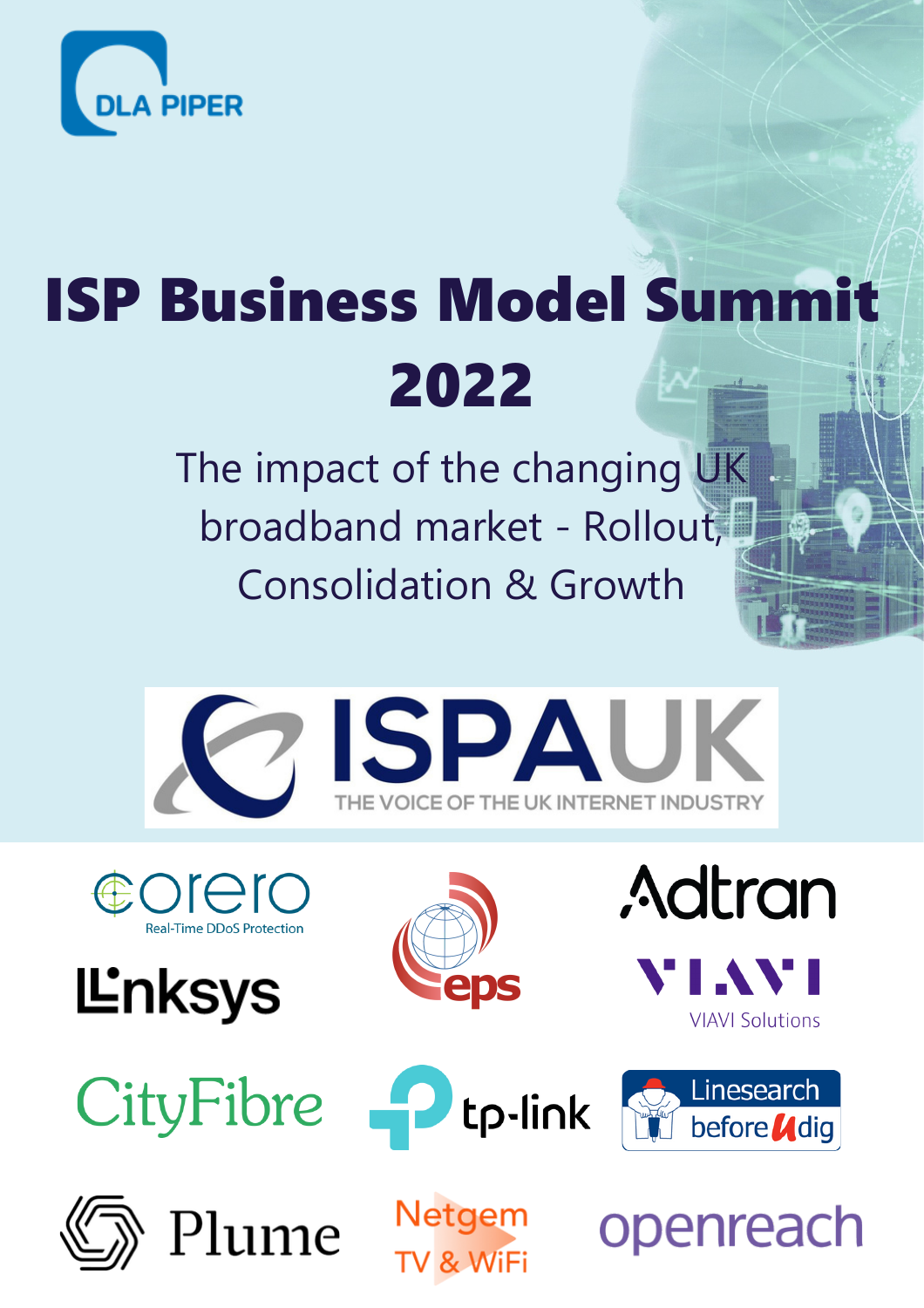DLA PIPER

# ISP Business Model Summit 2022

The impact of the changing UK broadband market - Rollout, Consolidation & Growth

ISPAUK

THE VOICE OF THE UK INTERNET INDUSTRY

corero

Real-Time DDoS Protection

eps

Adtran

Linksys

VIAVI

VIAVI Solutions

CityFibre

tp-link

Linesearch beforeUdig

Plume

Netgem TV & WiFi

openreach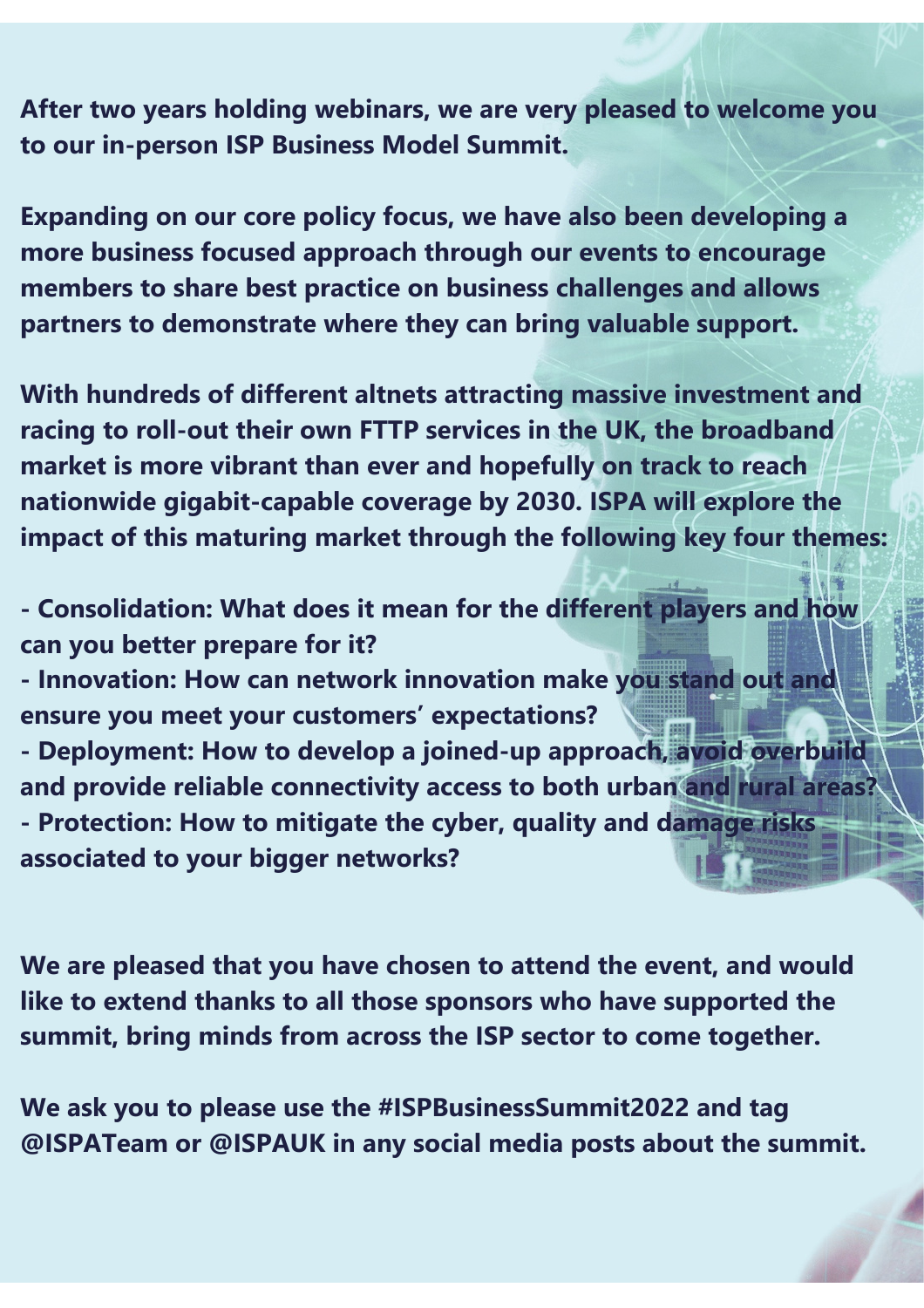**After two years holding webinars, we are very pleased to welcome you to our in-person ISP Business Model Summit.**

**Expanding on our core policy focus, we have also been developing a more business focused approach through our events to encourage members to share best practice on business challenges and allows partners to demonstrate where they can bring valuable support.**

**With hundreds of different altnets attracting massive investment and racing to roll-out their own FTTP services in the UK, the broadband market is more vibrant than ever and hopefully on track to reach nationwide gigabit-capable coverage by 2030. ISPA will explore the impact of this maturing market through the following key four themes:**

- **Consolidation: What does it mean for the different players and how can you better prepare for it?**
- **Innovation: How can network innovation make you stand out and ensure you meet your customers' expectations?**
- **Deployment: How to develop a joined-up approach, avoid overbuild and provide reliable connectivity access to both urban and rural areas?**
- **Protection: How to mitigate the cyber, quality and damage risks associated to your bigger networks?**

**We are pleased that you have chosen to attend the event, and would like to extend thanks to all those sponsors who have supported the summit, bring minds from across the ISP sector to come together.**

**We ask you to please use the #ISPBusinessSummit2022 and tag @ISPATeam or @ISPAUK in any social media posts about the summit.**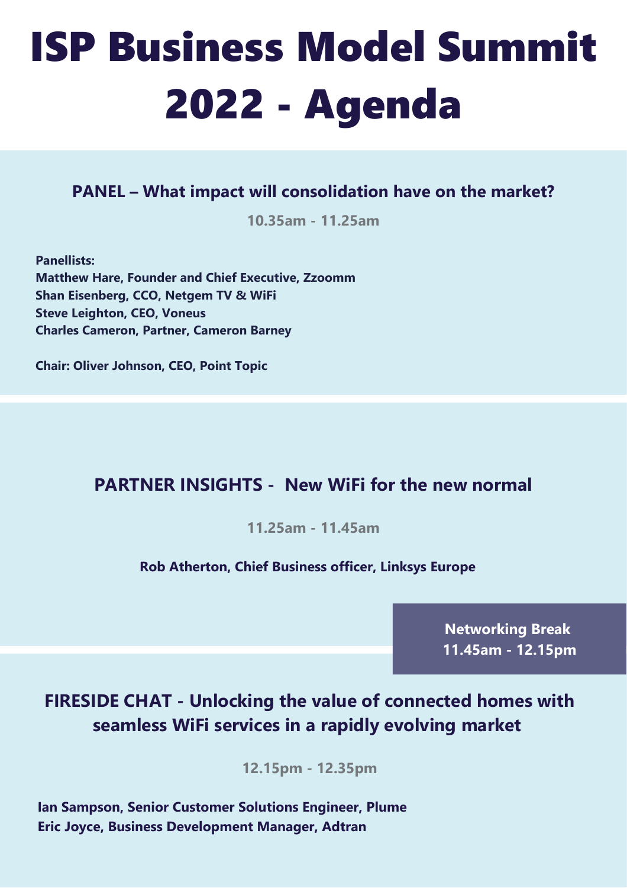# ISP Business Model Summit 2022 - Agenda

## PANEL – What impact will consolidation have on the market?

**10.35am - 11.25am**

**Panellists:**
**Matthew Hare, Founder and Chief Executive, Zzoomm**
**Shan Eisenberg, CCO, Netgem TV & WiFi**
**Steve Leighton, CEO, Voneus**
**Charles Cameron, Partner, Cameron Barney**

**Chair: Oliver Johnson, CEO, Point Topic**

## PARTNER INSIGHTS - New WiFi for the new normal

**11.25am - 11.45am**

**Rob Atherton, Chief Business officer, Linksys Europe**

**Networking Break**
**11.45am - 12.15pm**

## FIRESIDE CHAT - Unlocking the value of connected homes with seamless WiFi services in a rapidly evolving market

**12.15pm - 12.35pm**

**Ian Sampson, Senior Customer Solutions Engineer, Plume**
**Eric Joyce, Business Development Manager, Adtran**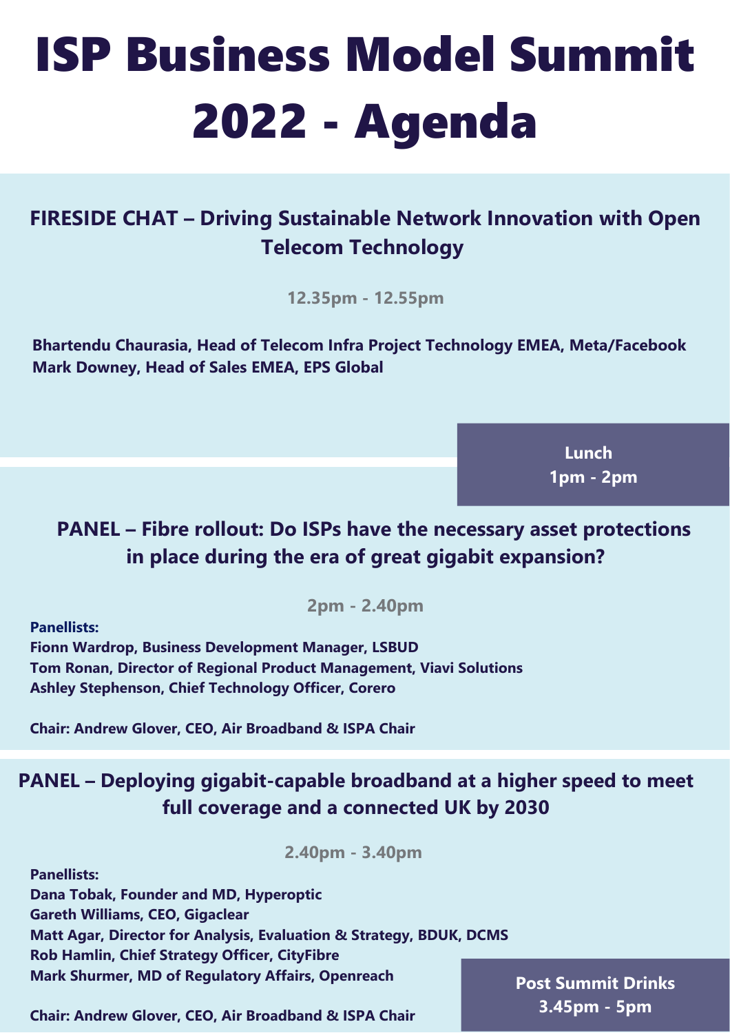# ISP Business Model Summit 2022 - Agenda

## FIRESIDE CHAT – Driving Sustainable Network Innovation with Open Telecom Technology

**12.35pm - 12.55pm**

**Bhartendu Chaurasia, Head of Telecom Infra Project Technology EMEA, Meta/Facebook**
**Mark Downey, Head of Sales EMEA, EPS Global**

**Lunch**
**1pm - 2pm**

## PANEL – Fibre rollout: Do ISPs have the necessary asset protections in place during the era of great gigabit expansion?

**2pm - 2.40pm**

**Panellists:**
**Fionn Wardrop, Business Development Manager, LSBUD**
**Tom Ronan, Director of Regional Product Management, Viavi Solutions**
**Ashley Stephenson, Chief Technology Officer, Corero**

**Chair: Andrew Glover, CEO, Air Broadband & ISPA Chair**

## PANEL – Deploying gigabit-capable broadband at a higher speed to meet full coverage and a connected UK by 2030

**2.40pm - 3.40pm**

**Panellists:**
**Dana Tobak, Founder and MD, Hyperoptic**
**Gareth Williams, CEO, Gigaclear**
**Matt Agar, Director for Analysis, Evaluation & Strategy, BDUK, DCMS**
**Rob Hamlin, Chief Strategy Officer, CityFibre**
**Mark Shurmer, MD of Regulatory Affairs, Openreach**

**Chair: Andrew Glover, CEO, Air Broadband & ISPA Chair**

**Post Summit Drinks**
**3.45pm - 5pm**